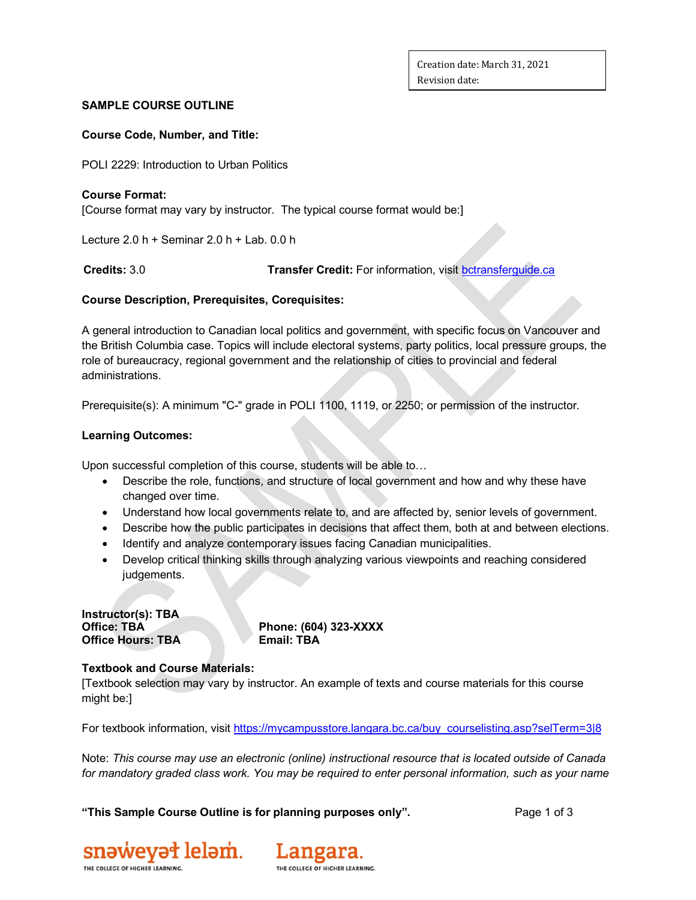Creation date: March 31, 2021
Revision date:

**SAMPLE COURSE OUTLINE**

**Course Code, Number, and Title:**

POLI 2229: Introduction to Urban Politics

**Course Format:**
[Course format may vary by instructor. The typical course format would be:]

Lecture 2.0 h + Seminar 2.0 h + Lab. 0.0 h

**Credits:** 3.0 **Transfer Credit:** For information, visit [bctransferguide.ca](bctransferguide.ca)

**Course Description, Prerequisites, Corequisites:**

A general introduction to Canadian local politics and government, with specific focus on Vancouver and the British Columbia case. Topics will include electoral systems, party politics, local pressure groups, the role of bureaucracy, regional government and the relationship of cities to provincial and federal administrations.

Prerequisite(s): A minimum "C-" grade in POLI 1100, 1119, or 2250; or permission of the instructor.

**Learning Outcomes:**

Upon successful completion of this course, students will be able to…

- Describe the role, functions, and structure of local government and how and why these have changed over time.
- Understand how local governments relate to, and are affected by, senior levels of government.
- Describe how the public participates in decisions that affect them, both at and between elections.
- Identify and analyze contemporary issues facing Canadian municipalities.
- Develop critical thinking skills through analyzing various viewpoints and reaching considered judgements.

**Instructor(s): TBA**
**Office: TBA** **Phone: (604) 323-XXXX**
**Office Hours: TBA** **Email: TBA**

**Textbook and Course Materials:**
[Textbook selection may vary by instructor. An example of texts and course materials for this course might be:]

For textbook information, visit [https://mycampusstore.langara.bc.ca/buy_courselisting.asp?selTerm=3|8](https://mycampusstore.langara.bc.ca/buy_courselisting.asp?selTerm=3|8)

Note: *This course may use an electronic (online) instructional resource that is located outside of Canada for mandatory graded class work. You may be required to enter personal information, such as your name*

**"This Sample Course Outline is for planning purposes only".**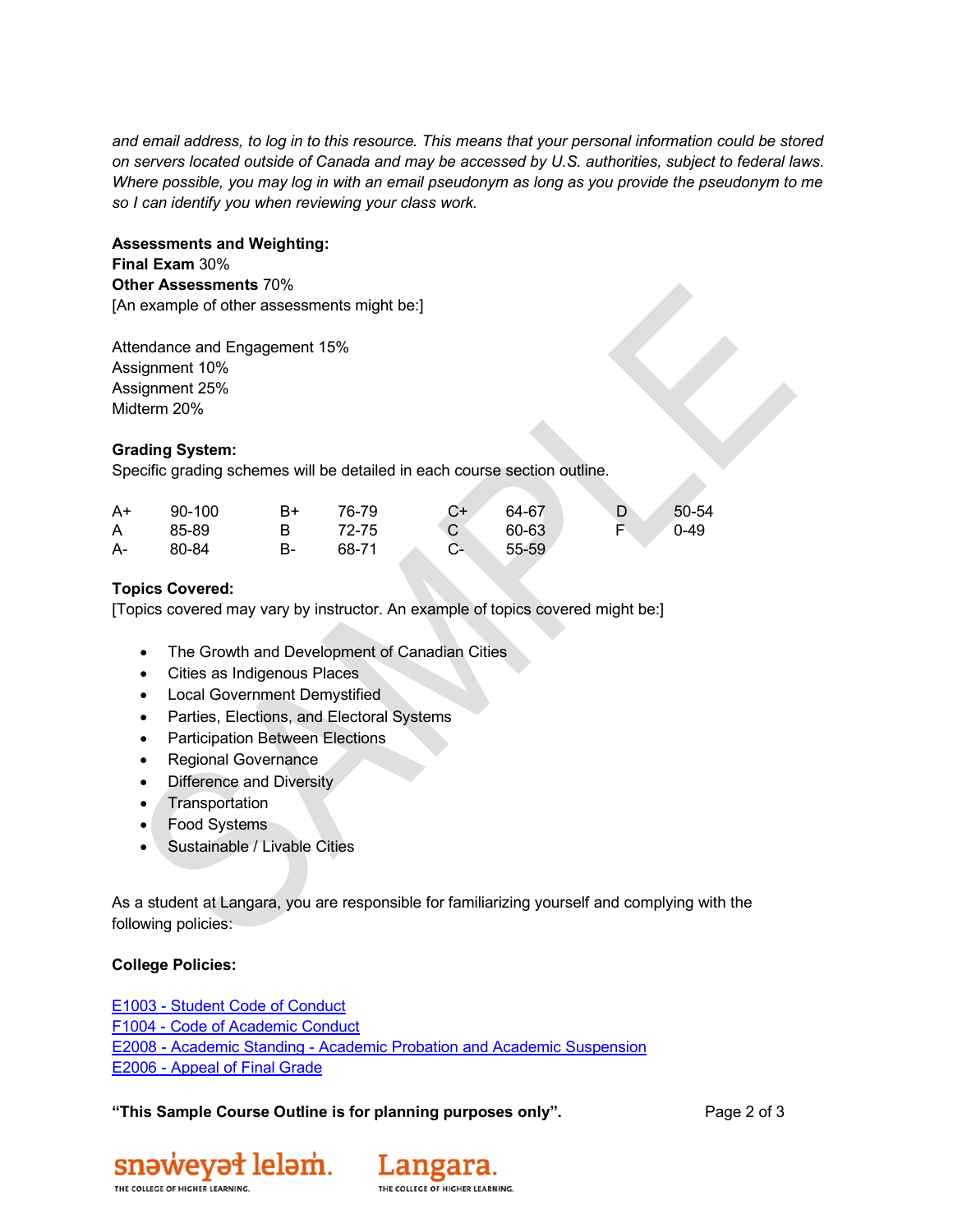*and email address, to log in to this resource. This means that your personal information could be stored on servers located outside of Canada and may be accessed by U.S. authorities, subject to federal laws. Where possible, you may log in with an email pseudonym as long as you provide the pseudonym to me so I can identify you when reviewing your class work.*

**Assessments and Weighting:**
**Final Exam** 30%
**Other Assessments** 70%
[An example of other assessments might be:]

Attendance and Engagement 15%
Assignment 10%
Assignment 25%
Midterm 20%

**Grading System:**
Specific grading schemes will be detailed in each course section outline.

| | | | | | | | |
|---|---|---|---|---|---|---|---|
| A+ | 90-100 | B+ | 76-79 | C+ | 64-67 | D | 50-54 |
| A | 85-89 | B | 72-75 | C | 60-63 | F | 0-49 |
| A- | 80-84 | B- | 68-71 | C- | 55-59 | | |

**Topics Covered:**
[Topics covered may vary by instructor. An example of topics covered might be:]

- The Growth and Development of Canadian Cities
- Cities as Indigenous Places
- Local Government Demystified
- Parties, Elections, and Electoral Systems
- Participation Between Elections
- Regional Governance
- Difference and Diversity
- Transportation
- Food Systems
- Sustainable / Livable Cities

As a student at Langara, you are responsible for familiarizing yourself and complying with the following policies:

**College Policies:**

E1003 - Student Code of Conduct
F1004 - Code of Academic Conduct
E2008 - Academic Standing - Academic Probation and Academic Suspension
E2006 - Appeal of Final Grade

**"This Sample Course Outline is for planning purposes only".**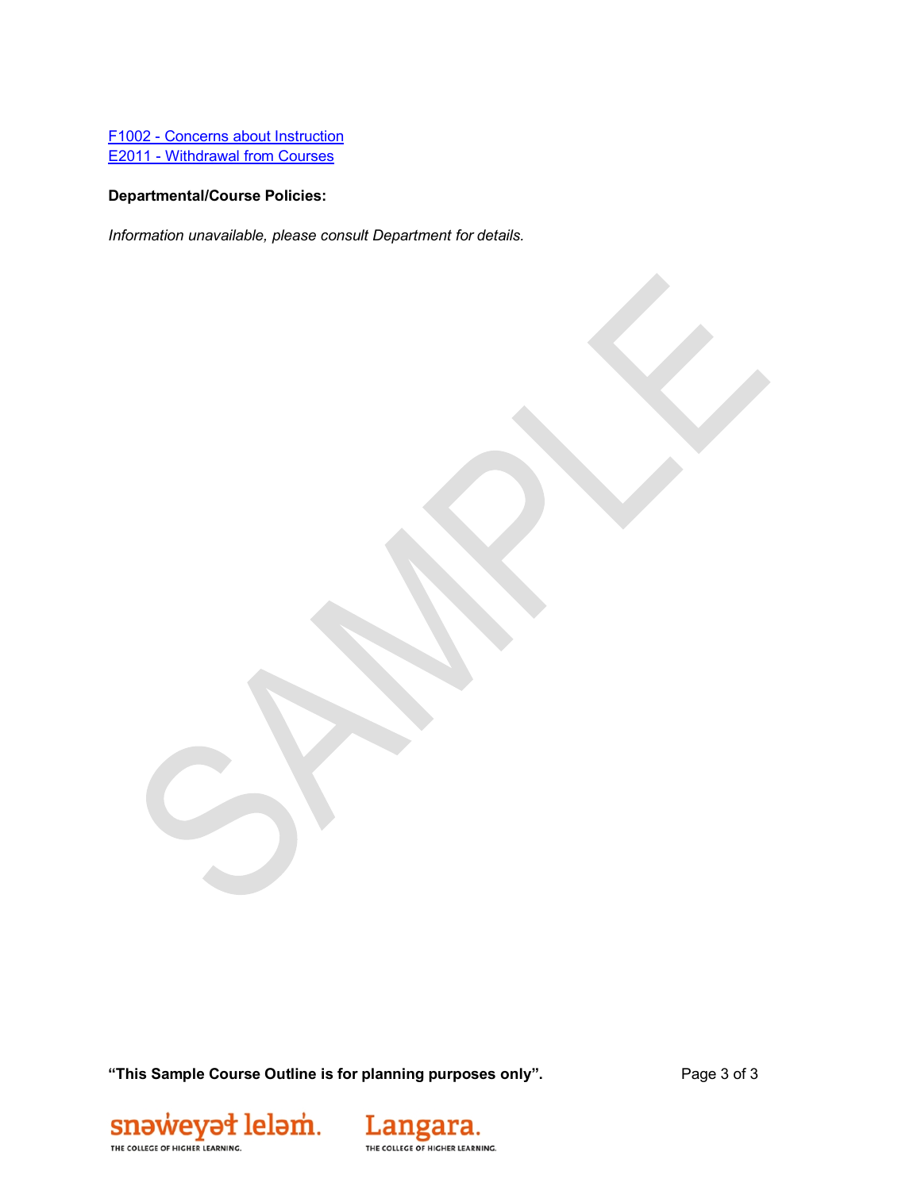F1002 - Concerns about Instruction
E2011 - Withdrawal from Courses

**Departmental/Course Policies:**

*Information unavailable, please consult Department for details.*

**"This Sample Course Outline is for planning purposes only".**